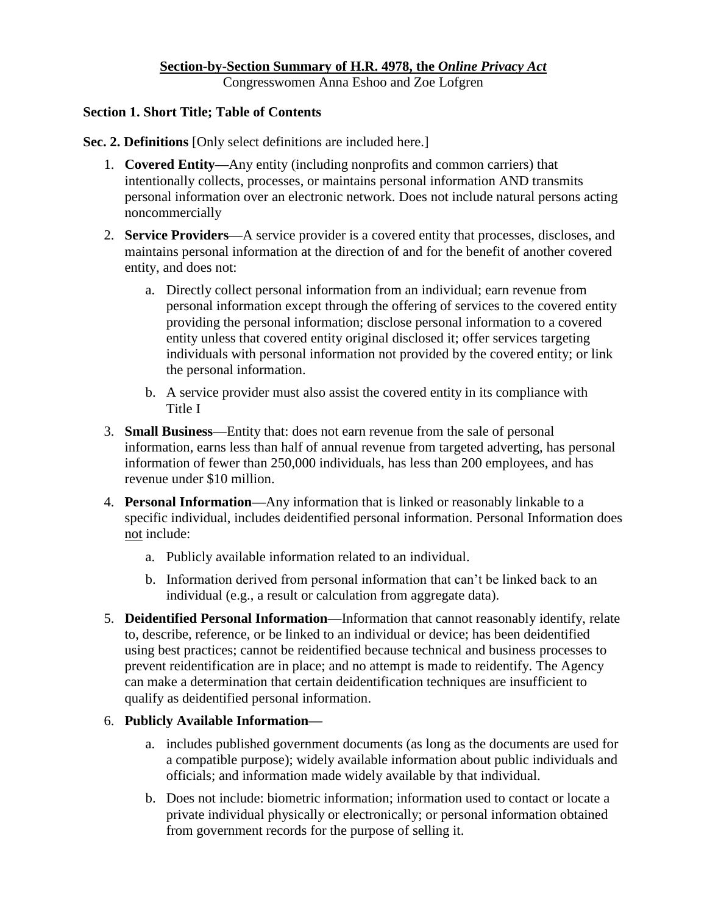**Section-by-Section Summary of H.R. 4978, the *Online Privacy Act***

Congresswomen Anna Eshoo and Zoe Lofgren

**Section 1. Short Title; Table of Contents**

**Sec. 2. Definitions** [Only select definitions are included here.]

1. **Covered Entity—**Any entity (including nonprofits and common carriers) that intentionally collects, processes, or maintains personal information AND transmits personal information over an electronic network. Does not include natural persons acting noncommercially
2. **Service Providers—**A service provider is a covered entity that processes, discloses, and maintains personal information at the direction of and for the benefit of another covered entity, and does not:
   a. Directly collect personal information from an individual; earn revenue from personal information except through the offering of services to the covered entity providing the personal information; disclose personal information to a covered entity unless that covered entity original disclosed it; offer services targeting individuals with personal information not provided by the covered entity; or link the personal information.
   b. A service provider must also assist the covered entity in its compliance with Title I
3. **Small Business**—Entity that: does not earn revenue from the sale of personal information, earns less than half of annual revenue from targeted adverting, has personal information of fewer than 250,000 individuals, has less than 200 employees, and has revenue under $10 million.
4. **Personal Information—**Any information that is linked or reasonably linkable to a specific individual, includes deidentified personal information. Personal Information does not include:
   a. Publicly available information related to an individual.
   b. Information derived from personal information that can't be linked back to an individual (e.g., a result or calculation from aggregate data).
5. **Deidentified Personal Information**—Information that cannot reasonably identify, relate to, describe, reference, or be linked to an individual or device; has been deidentified using best practices; cannot be reidentified because technical and business processes to prevent reidentification are in place; and no attempt is made to reidentify. The Agency can make a determination that certain deidentification techniques are insufficient to qualify as deidentified personal information.
6. **Publicly Available Information—**
   a. includes published government documents (as long as the documents are used for a compatible purpose); widely available information about public individuals and officials; and information made widely available by that individual.
   b. Does not include: biometric information; information used to contact or locate a private individual physically or electronically; or personal information obtained from government records for the purpose of selling it.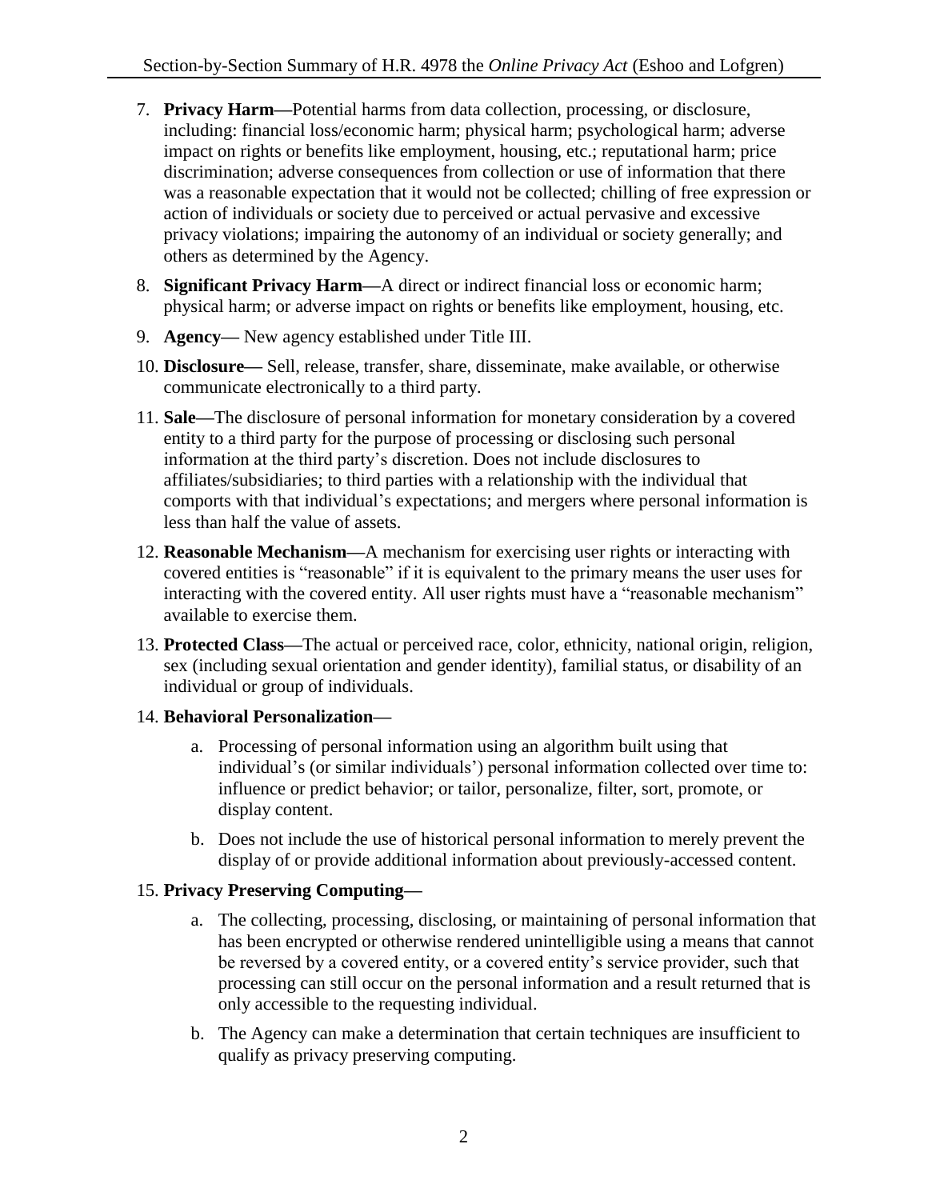7. **Privacy Harm—**Potential harms from data collection, processing, or disclosure, including: financial loss/economic harm; physical harm; psychological harm; adverse impact on rights or benefits like employment, housing, etc.; reputational harm; price discrimination; adverse consequences from collection or use of information that there was a reasonable expectation that it would not be collected; chilling of free expression or action of individuals or society due to perceived or actual pervasive and excessive privacy violations; impairing the autonomy of an individual or society generally; and others as determined by the Agency.

8. **Significant Privacy Harm—**A direct or indirect financial loss or economic harm; physical harm; or adverse impact on rights or benefits like employment, housing, etc.

9. **Agency—** New agency established under Title III.

10. **Disclosure—** Sell, release, transfer, share, disseminate, make available, or otherwise communicate electronically to a third party.

11. **Sale—**The disclosure of personal information for monetary consideration by a covered entity to a third party for the purpose of processing or disclosing such personal information at the third party's discretion. Does not include disclosures to affiliates/subsidiaries; to third parties with a relationship with the individual that comports with that individual's expectations; and mergers where personal information is less than half the value of assets.

12. **Reasonable Mechanism—**A mechanism for exercising user rights or interacting with covered entities is "reasonable" if it is equivalent to the primary means the user uses for interacting with the covered entity. All user rights must have a "reasonable mechanism" available to exercise them.

13. **Protected Class—**The actual or perceived race, color, ethnicity, national origin, religion, sex (including sexual orientation and gender identity), familial status, or disability of an individual or group of individuals.

14. **Behavioral Personalization—**

    a. Processing of personal information using an algorithm built using that individual's (or similar individuals') personal information collected over time to: influence or predict behavior; or tailor, personalize, filter, sort, promote, or display content.

    b. Does not include the use of historical personal information to merely prevent the display of or provide additional information about previously-accessed content.

15. **Privacy Preserving Computing—**

    a. The collecting, processing, disclosing, or maintaining of personal information that has been encrypted or otherwise rendered unintelligible using a means that cannot be reversed by a covered entity, or a covered entity's service provider, such that processing can still occur on the personal information and a result returned that is only accessible to the requesting individual.

    b. The Agency can make a determination that certain techniques are insufficient to qualify as privacy preserving computing.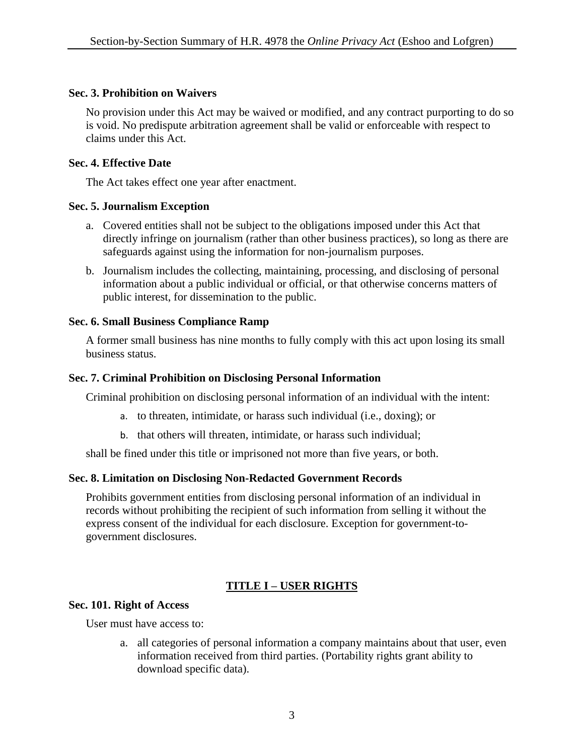### Sec. 3. Prohibition on Waivers

No provision under this Act may be waived or modified, and any contract purporting to do so is void. No predispute arbitration agreement shall be valid or enforceable with respect to claims under this Act.

### Sec. 4. Effective Date

The Act takes effect one year after enactment.

### Sec. 5. Journalism Exception

a. Covered entities shall not be subject to the obligations imposed under this Act that directly infringe on journalism (rather than other business practices), so long as there are safeguards against using the information for non-journalism purposes.

b. Journalism includes the collecting, maintaining, processing, and disclosing of personal information about a public individual or official, or that otherwise concerns matters of public interest, for dissemination to the public.

### Sec. 6. Small Business Compliance Ramp

A former small business has nine months to fully comply with this act upon losing its small business status.

### Sec. 7. Criminal Prohibition on Disclosing Personal Information

Criminal prohibition on disclosing personal information of an individual with the intent:

a. to threaten, intimidate, or harass such individual (i.e., doxing); or

b. that others will threaten, intimidate, or harass such individual;

shall be fined under this title or imprisoned not more than five years, or both.

### Sec. 8. Limitation on Disclosing Non-Redacted Government Records

Prohibits government entities from disclosing personal information of an individual in records without prohibiting the recipient of such information from selling it without the express consent of the individual for each disclosure. Exception for government-to-government disclosures.

## TITLE I – USER RIGHTS

### Sec. 101. Right of Access

User must have access to:

a. all categories of personal information a company maintains about that user, even information received from third parties. (Portability rights grant ability to download specific data).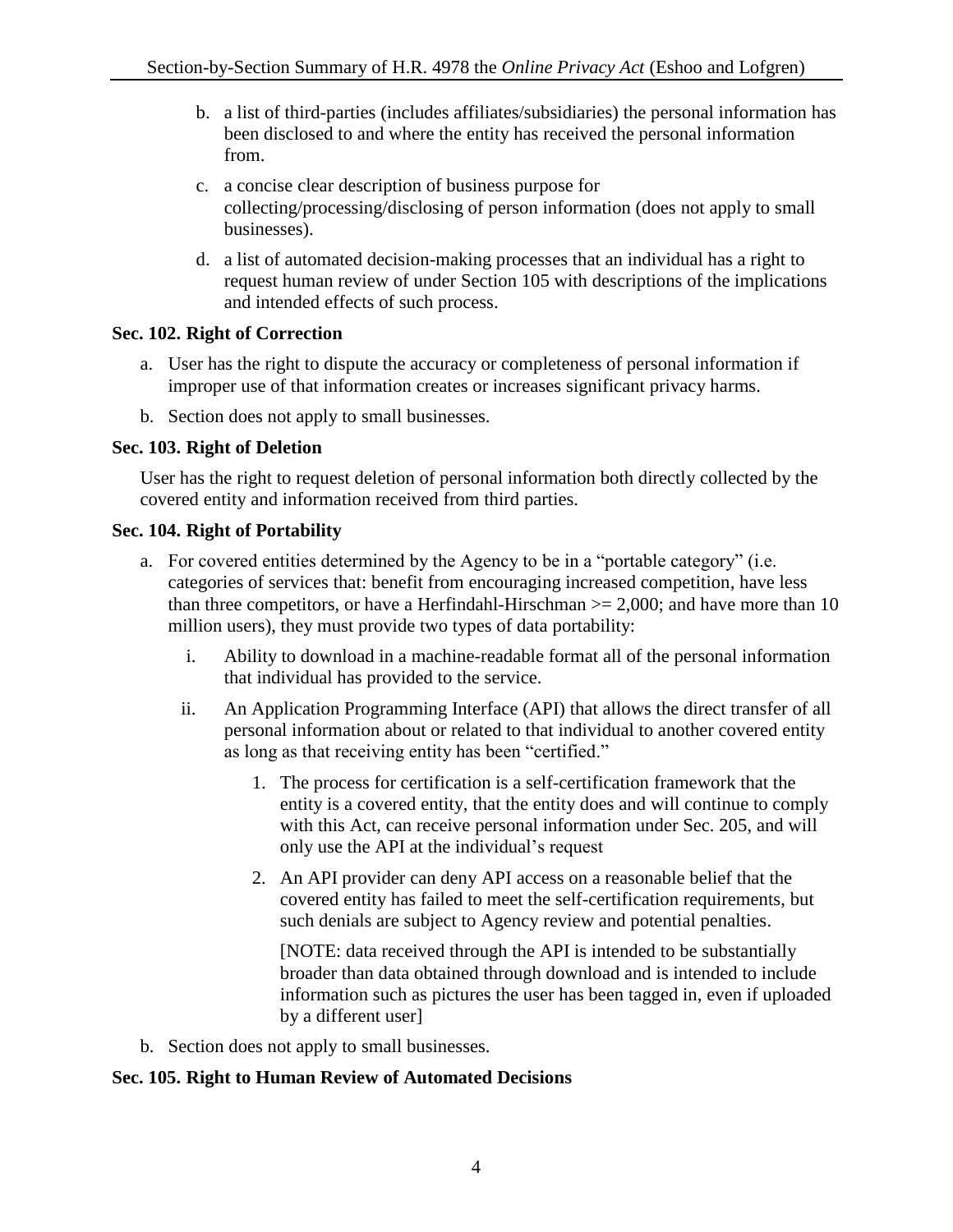b. a list of third-parties (includes affiliates/subsidiaries) the personal information has been disclosed to and where the entity has received the personal information from.

c. a concise clear description of business purpose for collecting/processing/disclosing of person information (does not apply to small businesses).

d. a list of automated decision-making processes that an individual has a right to request human review of under Section 105 with descriptions of the implications and intended effects of such process.

**Sec. 102. Right of Correction**

a. User has the right to dispute the accuracy or completeness of personal information if improper use of that information creates or increases significant privacy harms.

b. Section does not apply to small businesses.

**Sec. 103. Right of Deletion**

User has the right to request deletion of personal information both directly collected by the covered entity and information received from third parties.

**Sec. 104. Right of Portability**

a. For covered entities determined by the Agency to be in a "portable category" (i.e. categories of services that: benefit from encouraging increased competition, have less than three competitors, or have a Herfindahl-Hirschman >= 2,000; and have more than 10 million users), they must provide two types of data portability:

   i. Ability to download in a machine-readable format all of the personal information that individual has provided to the service.

   ii. An Application Programming Interface (API) that allows the direct transfer of all personal information about or related to that individual to another covered entity as long as that receiving entity has been "certified."

      1. The process for certification is a self-certification framework that the entity is a covered entity, that the entity does and will continue to comply with this Act, can receive personal information under Sec. 205, and will only use the API at the individual's request

      2. An API provider can deny API access on a reasonable belief that the covered entity has failed to meet the self-certification requirements, but such denials are subject to Agency review and potential penalties.

      [NOTE: data received through the API is intended to be substantially broader than data obtained through download and is intended to include information such as pictures the user has been tagged in, even if uploaded by a different user]

b. Section does not apply to small businesses.

**Sec. 105. Right to Human Review of Automated Decisions**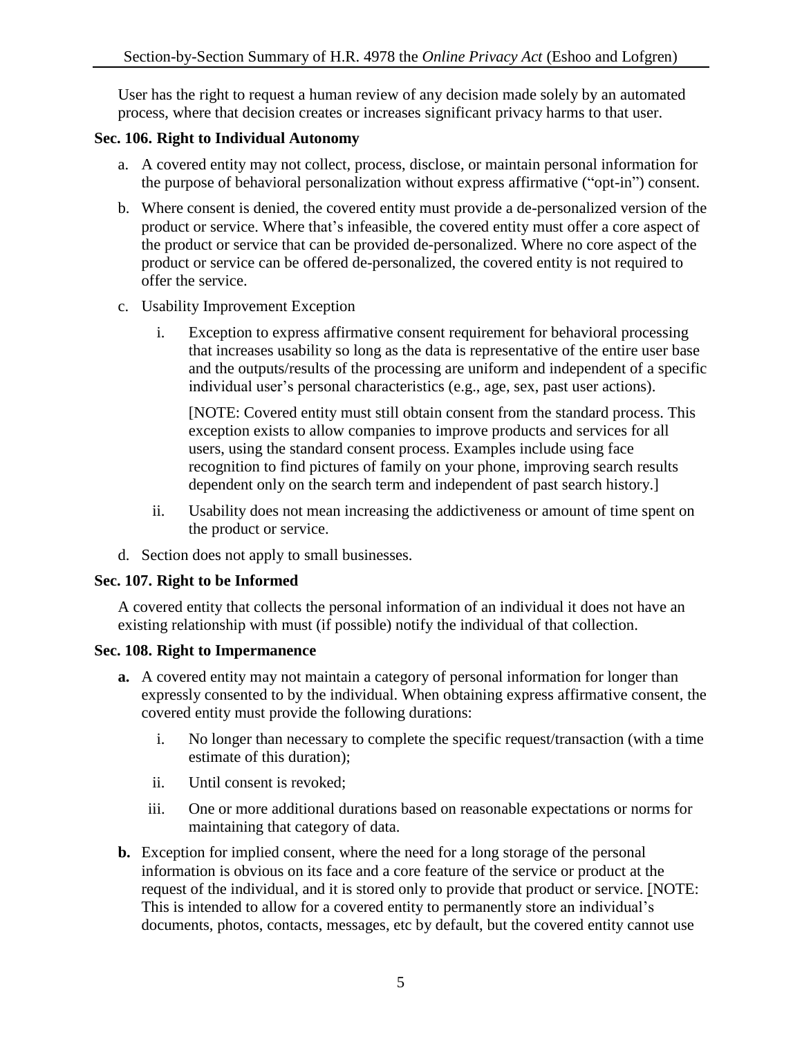User has the right to request a human review of any decision made solely by an automated process, where that decision creates or increases significant privacy harms to that user.

**Sec. 106. Right to Individual Autonomy**

a. A covered entity may not collect, process, disclose, or maintain personal information for the purpose of behavioral personalization without express affirmative ("opt-in") consent.

b. Where consent is denied, the covered entity must provide a de-personalized version of the product or service. Where that's infeasible, the covered entity must offer a core aspect of the product or service that can be provided de-personalized. Where no core aspect of the product or service can be offered de-personalized, the covered entity is not required to offer the service.

c. Usability Improvement Exception

   i. Exception to express affirmative consent requirement for behavioral processing that increases usability so long as the data is representative of the entire user base and the outputs/results of the processing are uniform and independent of a specific individual user's personal characteristics (e.g., age, sex, past user actions).

      [NOTE: Covered entity must still obtain consent from the standard process. This exception exists to allow companies to improve products and services for all users, using the standard consent process. Examples include using face recognition to find pictures of family on your phone, improving search results dependent only on the search term and independent of past search history.]

   ii. Usability does not mean increasing the addictiveness or amount of time spent on the product or service.

d. Section does not apply to small businesses.

**Sec. 107. Right to be Informed**

A covered entity that collects the personal information of an individual it does not have an existing relationship with must (if possible) notify the individual of that collection.

**Sec. 108. Right to Impermanence**

**a.** A covered entity may not maintain a category of personal information for longer than expressly consented to by the individual. When obtaining express affirmative consent, the covered entity must provide the following durations:

   i. No longer than necessary to complete the specific request/transaction (with a time estimate of this duration);

   ii. Until consent is revoked;

   iii. One or more additional durations based on reasonable expectations or norms for maintaining that category of data.

**b.** Exception for implied consent, where the need for a long storage of the personal information is obvious on its face and a core feature of the service or product at the request of the individual, and it is stored only to provide that product or service. [NOTE: This is intended to allow for a covered entity to permanently store an individual's documents, photos, contacts, messages, etc by default, but the covered entity cannot use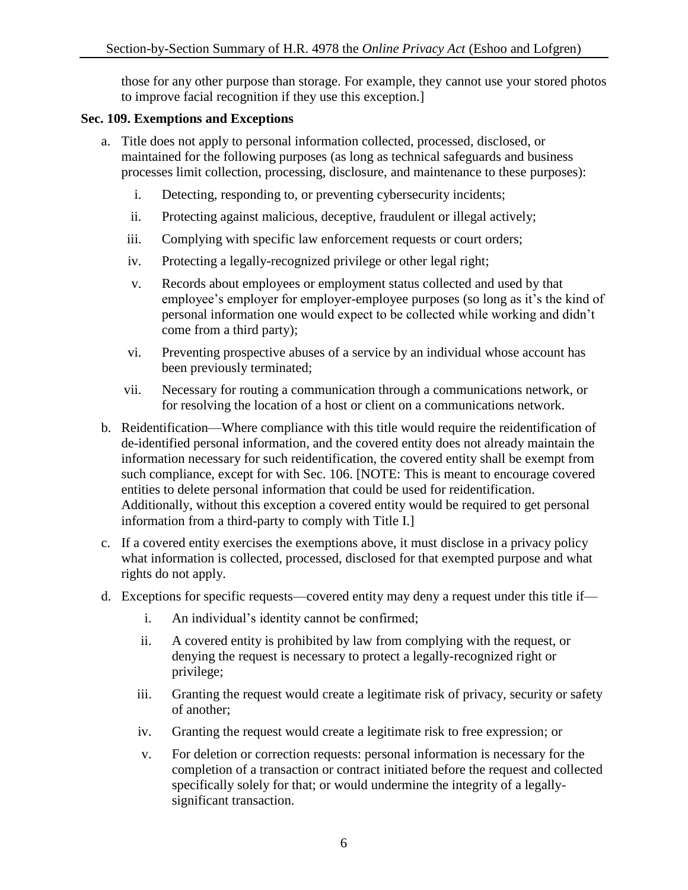those for any other purpose than storage. For example, they cannot use your stored photos to improve facial recognition if they use this exception.]

**Sec. 109. Exemptions and Exceptions**

a. Title does not apply to personal information collected, processed, disclosed, or maintained for the following purposes (as long as technical safeguards and business processes limit collection, processing, disclosure, and maintenance to these purposes):

   i. Detecting, responding to, or preventing cybersecurity incidents;

   ii. Protecting against malicious, deceptive, fraudulent or illegal actively;

   iii. Complying with specific law enforcement requests or court orders;

   iv. Protecting a legally-recognized privilege or other legal right;

   v. Records about employees or employment status collected and used by that employee's employer for employer-employee purposes (so long as it's the kind of personal information one would expect to be collected while working and didn't come from a third party);

   vi. Preventing prospective abuses of a service by an individual whose account has been previously terminated;

   vii. Necessary for routing a communication through a communications network, or for resolving the location of a host or client on a communications network.

b. Reidentification—Where compliance with this title would require the reidentification of de-identified personal information, and the covered entity does not already maintain the information necessary for such reidentification, the covered entity shall be exempt from such compliance, except for with Sec. 106. [NOTE: This is meant to encourage covered entities to delete personal information that could be used for reidentification. Additionally, without this exception a covered entity would be required to get personal information from a third-party to comply with Title I.]

c. If a covered entity exercises the exemptions above, it must disclose in a privacy policy what information is collected, processed, disclosed for that exempted purpose and what rights do not apply.

d. Exceptions for specific requests—covered entity may deny a request under this title if—

   i. An individual's identity cannot be confirmed;

   ii. A covered entity is prohibited by law from complying with the request, or denying the request is necessary to protect a legally-recognized right or privilege;

   iii. Granting the request would create a legitimate risk of privacy, security or safety of another;

   iv. Granting the request would create a legitimate risk to free expression; or

   v. For deletion or correction requests: personal information is necessary for the completion of a transaction or contract initiated before the request and collected specifically solely for that; or would undermine the integrity of a legally-significant transaction.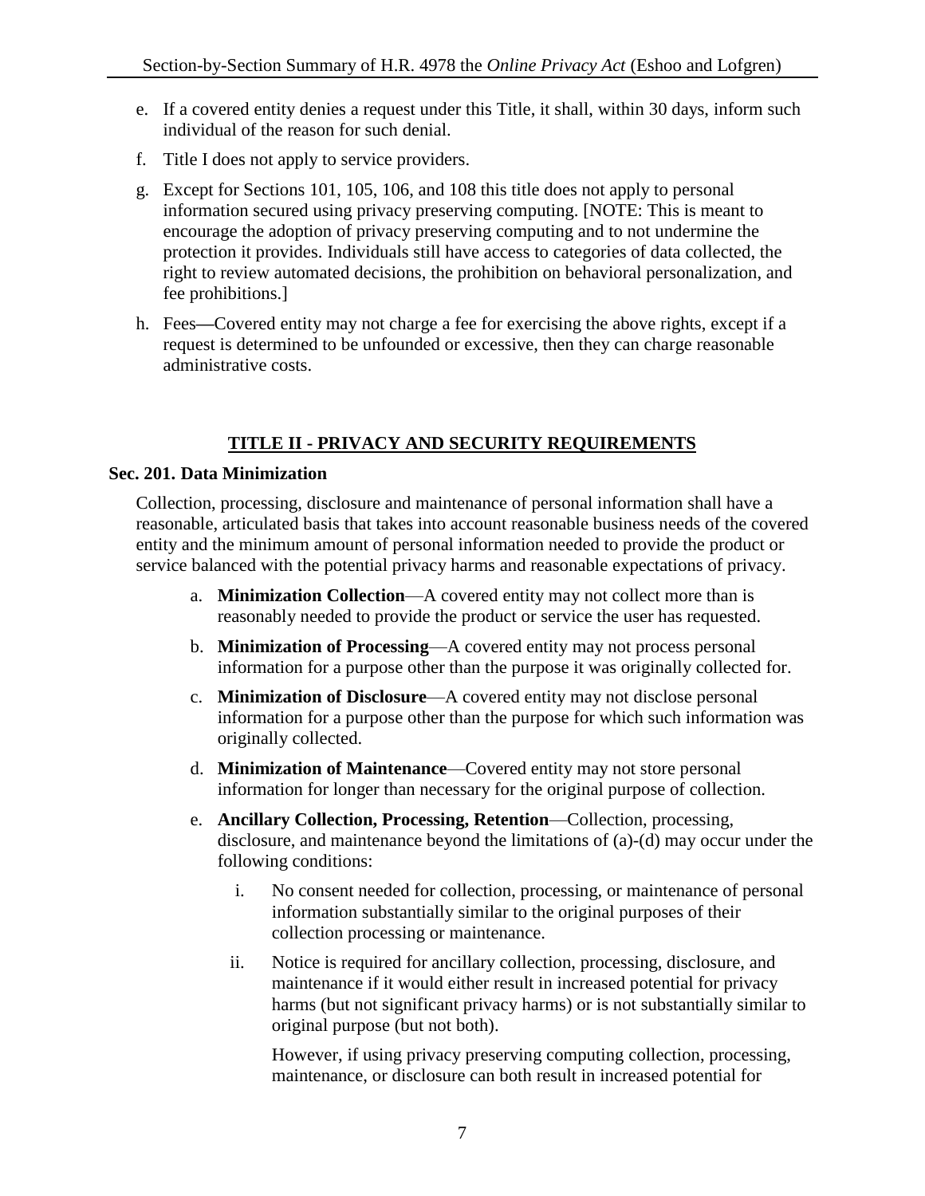e. If a covered entity denies a request under this Title, it shall, within 30 days, inform such individual of the reason for such denial.

f. Title I does not apply to service providers.

g. Except for Sections 101, 105, 106, and 108 this title does not apply to personal information secured using privacy preserving computing. [NOTE: This is meant to encourage the adoption of privacy preserving computing and to not undermine the protection it provides. Individuals still have access to categories of data collected, the right to review automated decisions, the prohibition on behavioral personalization, and fee prohibitions.]

h. Fees—Covered entity may not charge a fee for exercising the above rights, except if a request is determined to be unfounded or excessive, then they can charge reasonable administrative costs.

## TITLE II - PRIVACY AND SECURITY REQUIREMENTS

### Sec. 201. Data Minimization

Collection, processing, disclosure and maintenance of personal information shall have a reasonable, articulated basis that takes into account reasonable business needs of the covered entity and the minimum amount of personal information needed to provide the product or service balanced with the potential privacy harms and reasonable expectations of privacy.

a. **Minimization Collection**—A covered entity may not collect more than is reasonably needed to provide the product or service the user has requested.

b. **Minimization of Processing**—A covered entity may not process personal information for a purpose other than the purpose it was originally collected for.

c. **Minimization of Disclosure**—A covered entity may not disclose personal information for a purpose other than the purpose for which such information was originally collected.

d. **Minimization of Maintenance**—Covered entity may not store personal information for longer than necessary for the original purpose of collection.

e. **Ancillary Collection, Processing, Retention**—Collection, processing, disclosure, and maintenance beyond the limitations of (a)-(d) may occur under the following conditions:

   i. No consent needed for collection, processing, or maintenance of personal information substantially similar to the original purposes of their collection processing or maintenance.

   ii. Notice is required for ancillary collection, processing, disclosure, and maintenance if it would either result in increased potential for privacy harms (but not significant privacy harms) or is not substantially similar to original purpose (but not both).

   However, if using privacy preserving computing collection, processing, maintenance, or disclosure can both result in increased potential for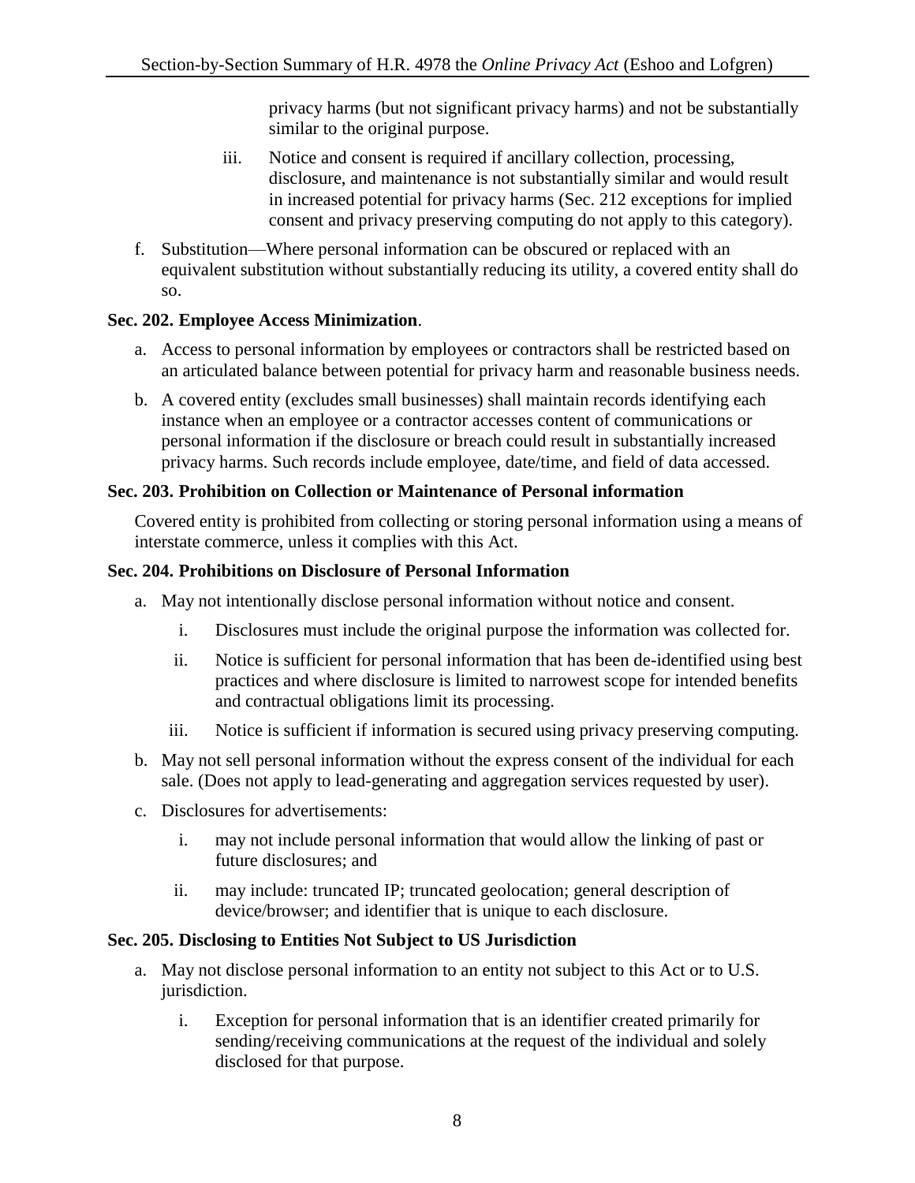privacy harms (but not significant privacy harms) and not be substantially similar to the original purpose.

   iii. Notice and consent is required if ancillary collection, processing, disclosure, and maintenance is not substantially similar and would result in increased potential for privacy harms (Sec. 212 exceptions for implied consent and privacy preserving computing do not apply to this category).

f. Substitution—Where personal information can be obscured or replaced with an equivalent substitution without substantially reducing its utility, a covered entity shall do so.

**Sec. 202. Employee Access Minimization**.

a. Access to personal information by employees or contractors shall be restricted based on an articulated balance between potential for privacy harm and reasonable business needs.

b. A covered entity (excludes small businesses) shall maintain records identifying each instance when an employee or a contractor accesses content of communications or personal information if the disclosure or breach could result in substantially increased privacy harms. Such records include employee, date/time, and field of data accessed.

**Sec. 203. Prohibition on Collection or Maintenance of Personal information**

Covered entity is prohibited from collecting or storing personal information using a means of interstate commerce, unless it complies with this Act.

**Sec. 204. Prohibitions on Disclosure of Personal Information**

a. May not intentionally disclose personal information without notice and consent.

   i. Disclosures must include the original purpose the information was collected for.

   ii. Notice is sufficient for personal information that has been de-identified using best practices and where disclosure is limited to narrowest scope for intended benefits and contractual obligations limit its processing.

   iii. Notice is sufficient if information is secured using privacy preserving computing.

b. May not sell personal information without the express consent of the individual for each sale. (Does not apply to lead-generating and aggregation services requested by user).

c. Disclosures for advertisements:

   i. may not include personal information that would allow the linking of past or future disclosures; and

   ii. may include: truncated IP; truncated geolocation; general description of device/browser; and identifier that is unique to each disclosure.

**Sec. 205. Disclosing to Entities Not Subject to US Jurisdiction**

a. May not disclose personal information to an entity not subject to this Act or to U.S. jurisdiction.

   i. Exception for personal information that is an identifier created primarily for sending/receiving communications at the request of the individual and solely disclosed for that purpose.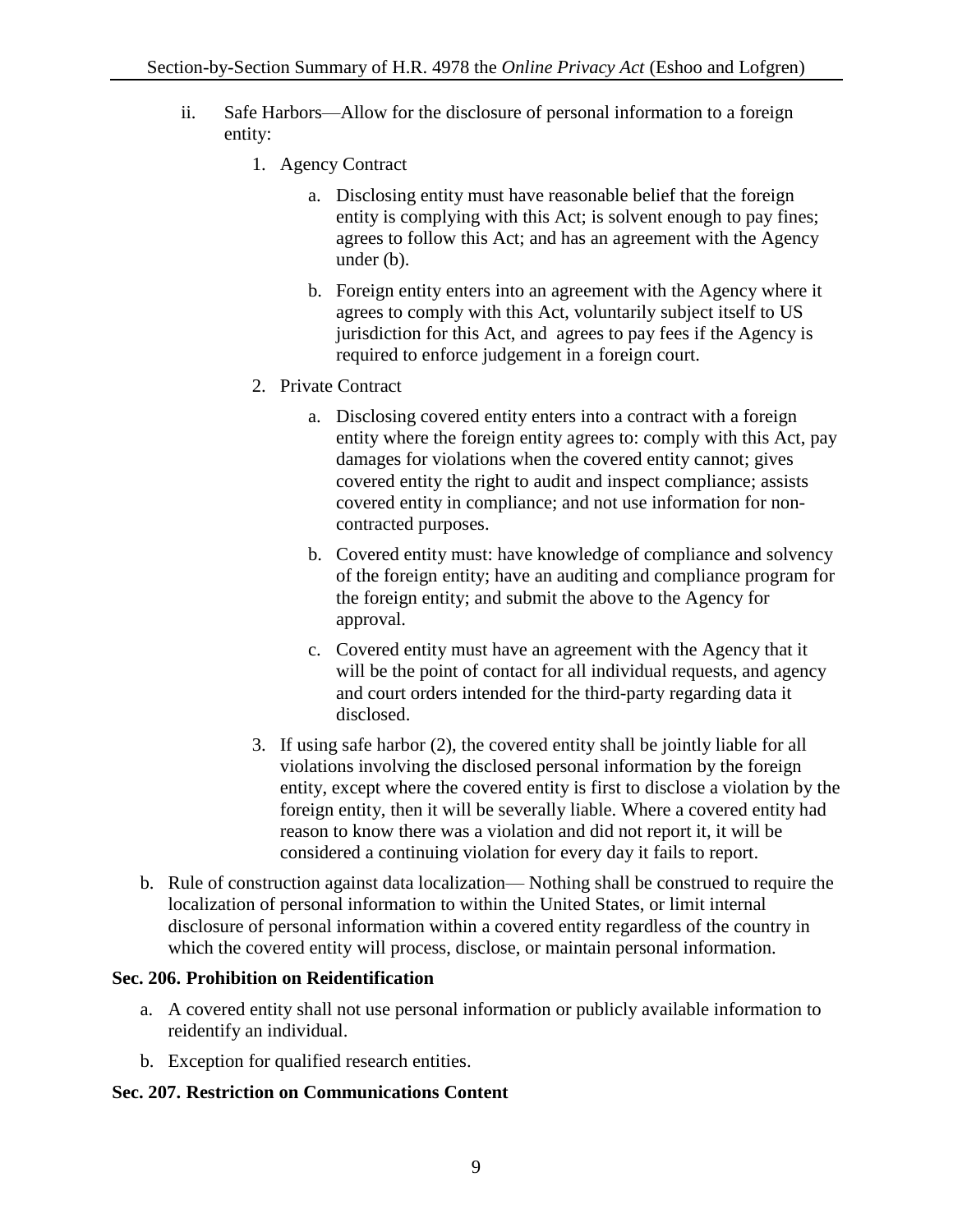ii. Safe Harbors—Allow for the disclosure of personal information to a foreign entity:

   1. Agency Contract

      a. Disclosing entity must have reasonable belief that the foreign entity is complying with this Act; is solvent enough to pay fines; agrees to follow this Act; and has an agreement with the Agency under (b).

      b. Foreign entity enters into an agreement with the Agency where it agrees to comply with this Act, voluntarily subject itself to US jurisdiction for this Act, and agrees to pay fees if the Agency is required to enforce judgement in a foreign court.

   2. Private Contract

      a. Disclosing covered entity enters into a contract with a foreign entity where the foreign entity agrees to: comply with this Act, pay damages for violations when the covered entity cannot; gives covered entity the right to audit and inspect compliance; assists covered entity in compliance; and not use information for non-contracted purposes.

      b. Covered entity must: have knowledge of compliance and solvency of the foreign entity; have an auditing and compliance program for the foreign entity; and submit the above to the Agency for approval.

      c. Covered entity must have an agreement with the Agency that it will be the point of contact for all individual requests, and agency and court orders intended for the third-party regarding data it disclosed.

   3. If using safe harbor (2), the covered entity shall be jointly liable for all violations involving the disclosed personal information by the foreign entity, except where the covered entity is first to disclose a violation by the foreign entity, then it will be severally liable. Where a covered entity had reason to know there was a violation and did not report it, it will be considered a continuing violation for every day it fails to report.

b. Rule of construction against data localization— Nothing shall be construed to require the localization of personal information to within the United States, or limit internal disclosure of personal information within a covered entity regardless of the country in which the covered entity will process, disclose, or maintain personal information.

**Sec. 206. Prohibition on Reidentification**

a. A covered entity shall not use personal information or publicly available information to reidentify an individual.

b. Exception for qualified research entities.

**Sec. 207. Restriction on Communications Content**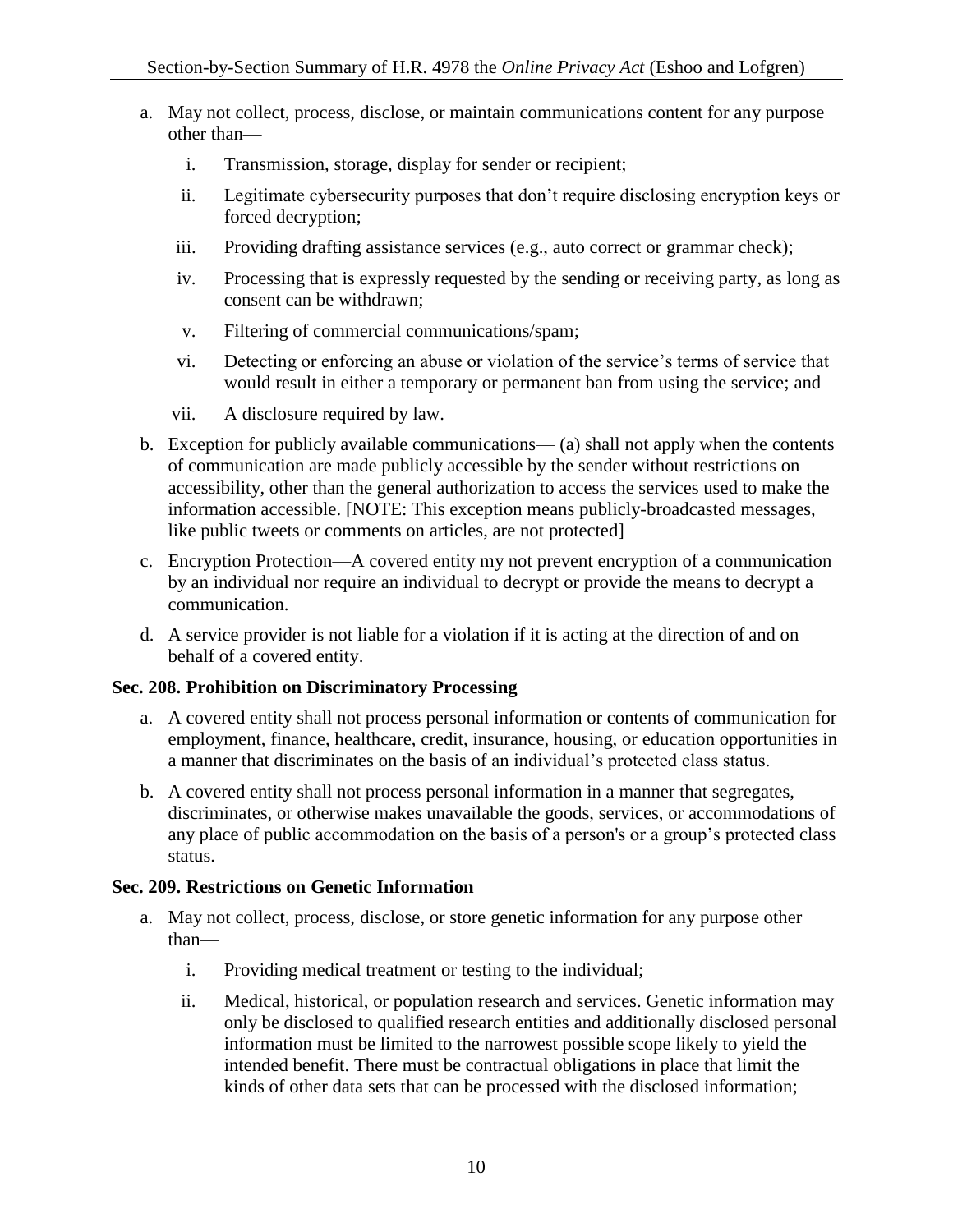a. May not collect, process, disclose, or maintain communications content for any purpose other than—

    i. Transmission, storage, display for sender or recipient;

    ii. Legitimate cybersecurity purposes that don't require disclosing encryption keys or forced decryption;

    iii. Providing drafting assistance services (e.g., auto correct or grammar check);

    iv. Processing that is expressly requested by the sending or receiving party, as long as consent can be withdrawn;

    v. Filtering of commercial communications/spam;

    vi. Detecting or enforcing an abuse or violation of the service's terms of service that would result in either a temporary or permanent ban from using the service; and

    vii. A disclosure required by law.

b. Exception for publicly available communications— (a) shall not apply when the contents of communication are made publicly accessible by the sender without restrictions on accessibility, other than the general authorization to access the services used to make the information accessible. [NOTE: This exception means publicly-broadcasted messages, like public tweets or comments on articles, are not protected]

c. Encryption Protection—A covered entity my not prevent encryption of a communication by an individual nor require an individual to decrypt or provide the means to decrypt a communication.

d. A service provider is not liable for a violation if it is acting at the direction of and on behalf of a covered entity.

**Sec. 208. Prohibition on Discriminatory Processing**

a. A covered entity shall not process personal information or contents of communication for employment, finance, healthcare, credit, insurance, housing, or education opportunities in a manner that discriminates on the basis of an individual's protected class status.

b. A covered entity shall not process personal information in a manner that segregates, discriminates, or otherwise makes unavailable the goods, services, or accommodations of any place of public accommodation on the basis of a person's or a group's protected class status.

**Sec. 209. Restrictions on Genetic Information**

a. May not collect, process, disclose, or store genetic information for any purpose other than—

    i. Providing medical treatment or testing to the individual;

    ii. Medical, historical, or population research and services. Genetic information may only be disclosed to qualified research entities and additionally disclosed personal information must be limited to the narrowest possible scope likely to yield the intended benefit. There must be contractual obligations in place that limit the kinds of other data sets that can be processed with the disclosed information;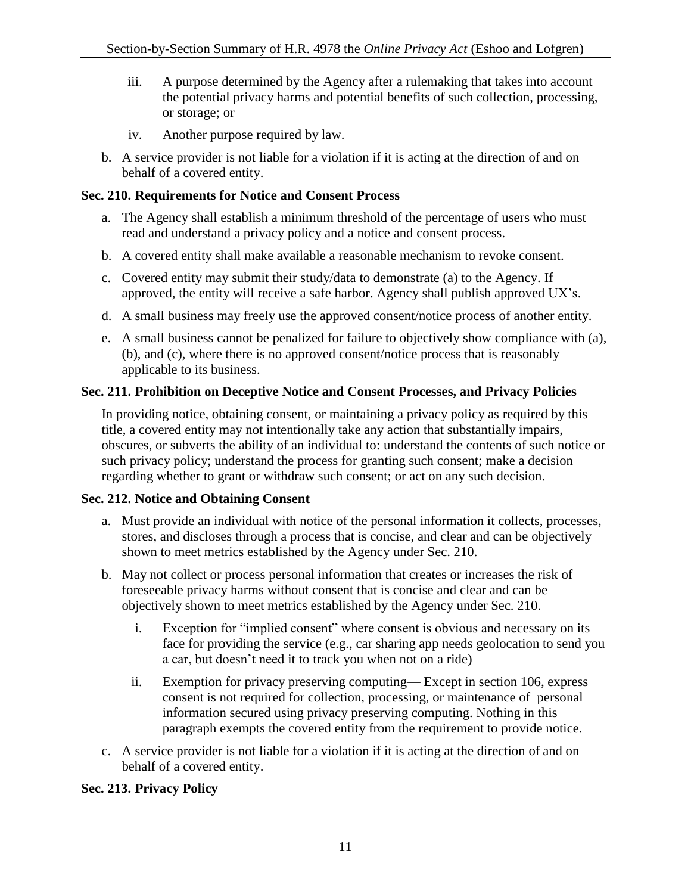iii. A purpose determined by the Agency after a rulemaking that takes into account the potential privacy harms and potential benefits of such collection, processing, or storage; or

   iv. Another purpose required by law.

b. A service provider is not liable for a violation if it is acting at the direction of and on behalf of a covered entity.

**Sec. 210. Requirements for Notice and Consent Process**

a. The Agency shall establish a minimum threshold of the percentage of users who must read and understand a privacy policy and a notice and consent process.

b. A covered entity shall make available a reasonable mechanism to revoke consent.

c. Covered entity may submit their study/data to demonstrate (a) to the Agency. If approved, the entity will receive a safe harbor. Agency shall publish approved UX's.

d. A small business may freely use the approved consent/notice process of another entity.

e. A small business cannot be penalized for failure to objectively show compliance with (a), (b), and (c), where there is no approved consent/notice process that is reasonably applicable to its business.

**Sec. 211. Prohibition on Deceptive Notice and Consent Processes, and Privacy Policies**

In providing notice, obtaining consent, or maintaining a privacy policy as required by this title, a covered entity may not intentionally take any action that substantially impairs, obscures, or subverts the ability of an individual to: understand the contents of such notice or such privacy policy; understand the process for granting such consent; make a decision regarding whether to grant or withdraw such consent; or act on any such decision.

**Sec. 212. Notice and Obtaining Consent**

a. Must provide an individual with notice of the personal information it collects, processes, stores, and discloses through a process that is concise, and clear and can be objectively shown to meet metrics established by the Agency under Sec. 210.

b. May not collect or process personal information that creates or increases the risk of foreseeable privacy harms without consent that is concise and clear and can be objectively shown to meet metrics established by the Agency under Sec. 210.

   i. Exception for "implied consent" where consent is obvious and necessary on its face for providing the service (e.g., car sharing app needs geolocation to send you a car, but doesn't need it to track you when not on a ride)

   ii. Exemption for privacy preserving computing— Except in section 106, express consent is not required for collection, processing, or maintenance of personal information secured using privacy preserving computing. Nothing in this paragraph exempts the covered entity from the requirement to provide notice.

c. A service provider is not liable for a violation if it is acting at the direction of and on behalf of a covered entity.

**Sec. 213. Privacy Policy**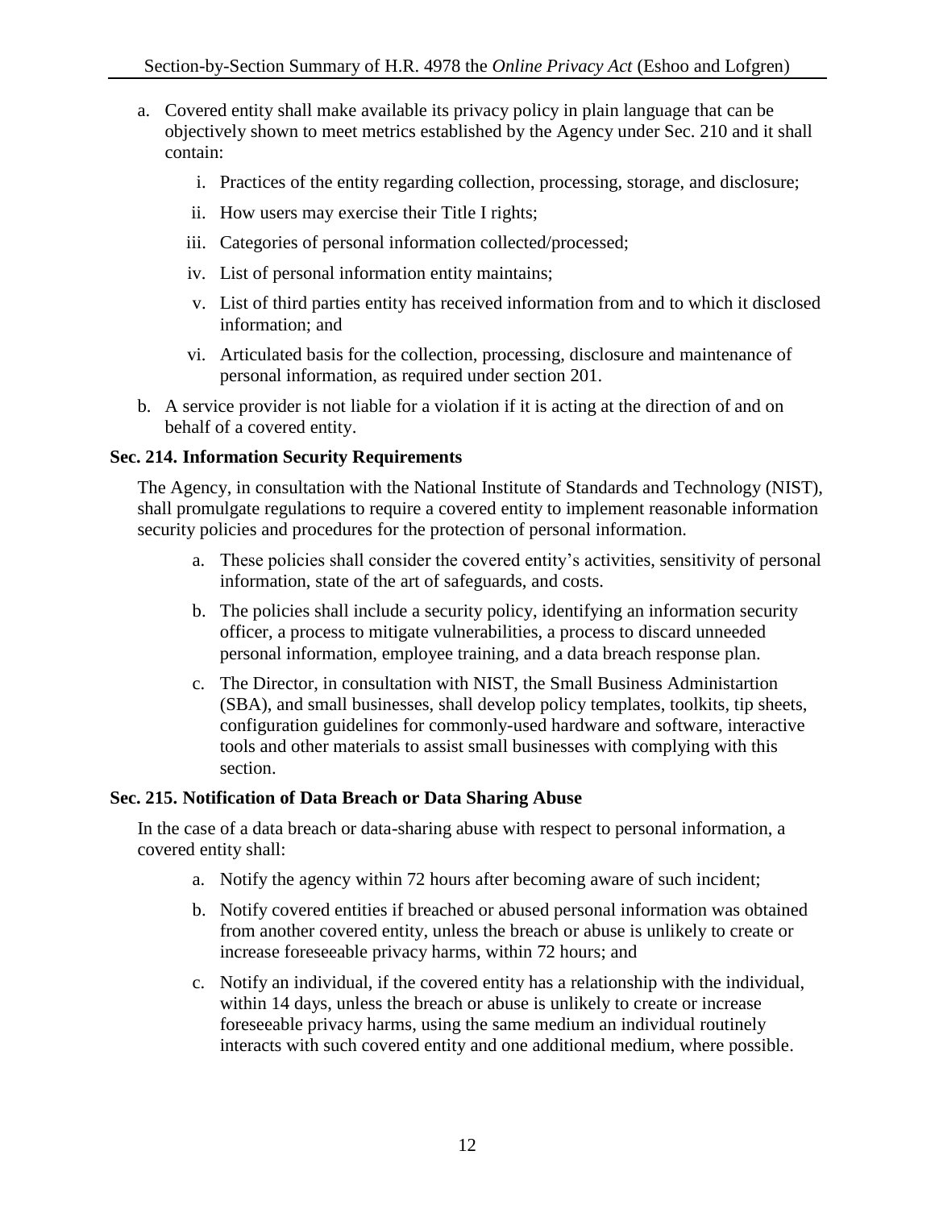a. Covered entity shall make available its privacy policy in plain language that can be objectively shown to meet metrics established by the Agency under Sec. 210 and it shall contain:

   i. Practices of the entity regarding collection, processing, storage, and disclosure;

   ii. How users may exercise their Title I rights;

   iii. Categories of personal information collected/processed;

   iv. List of personal information entity maintains;

   v. List of third parties entity has received information from and to which it disclosed information; and

   vi. Articulated basis for the collection, processing, disclosure and maintenance of personal information, as required under section 201.

b. A service provider is not liable for a violation if it is acting at the direction of and on behalf of a covered entity.

### Sec. 214. Information Security Requirements

The Agency, in consultation with the National Institute of Standards and Technology (NIST), shall promulgate regulations to require a covered entity to implement reasonable information security policies and procedures for the protection of personal information.

a. These policies shall consider the covered entity's activities, sensitivity of personal information, state of the art of safeguards, and costs.

b. The policies shall include a security policy, identifying an information security officer, a process to mitigate vulnerabilities, a process to discard unneeded personal information, employee training, and a data breach response plan.

c. The Director, in consultation with NIST, the Small Business Administartion (SBA), and small businesses, shall develop policy templates, toolkits, tip sheets, configuration guidelines for commonly-used hardware and software, interactive tools and other materials to assist small businesses with complying with this section.

### Sec. 215. Notification of Data Breach or Data Sharing Abuse

In the case of a data breach or data-sharing abuse with respect to personal information, a covered entity shall:

a. Notify the agency within 72 hours after becoming aware of such incident;

b. Notify covered entities if breached or abused personal information was obtained from another covered entity, unless the breach or abuse is unlikely to create or increase foreseeable privacy harms, within 72 hours; and

c. Notify an individual, if the covered entity has a relationship with the individual, within 14 days, unless the breach or abuse is unlikely to create or increase foreseeable privacy harms, using the same medium an individual routinely interacts with such covered entity and one additional medium, where possible.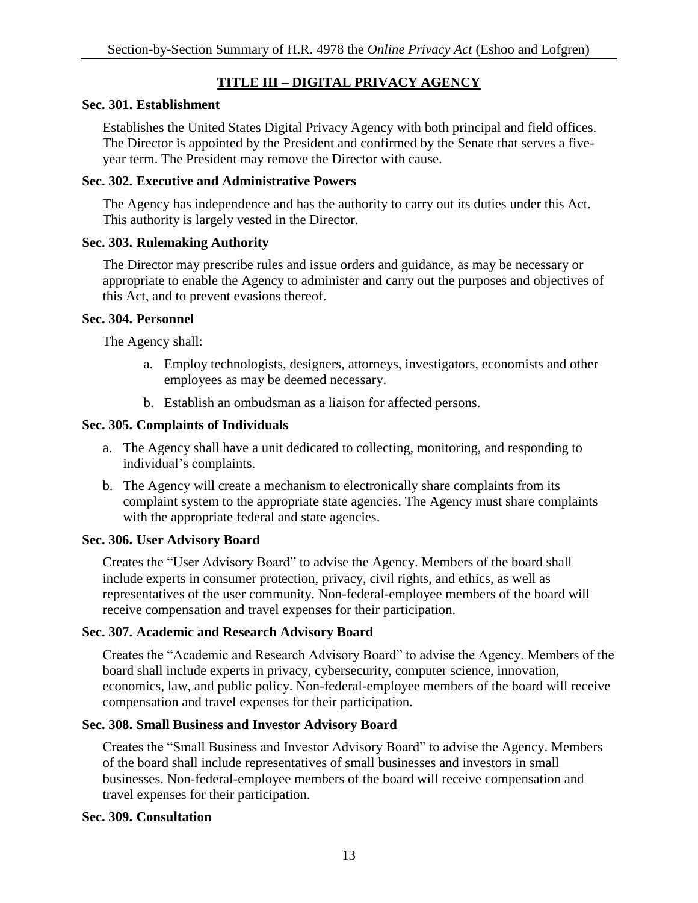## TITLE III – DIGITAL PRIVACY AGENCY

### Sec. 301. Establishment

Establishes the United States Digital Privacy Agency with both principal and field offices. The Director is appointed by the President and confirmed by the Senate that serves a five-year term. The President may remove the Director with cause.

### Sec. 302. Executive and Administrative Powers

The Agency has independence and has the authority to carry out its duties under this Act. This authority is largely vested in the Director.

### Sec. 303. Rulemaking Authority

The Director may prescribe rules and issue orders and guidance, as may be necessary or appropriate to enable the Agency to administer and carry out the purposes and objectives of this Act, and to prevent evasions thereof.

### Sec. 304. Personnel

The Agency shall:

a. Employ technologists, designers, attorneys, investigators, economists and other employees as may be deemed necessary.

b. Establish an ombudsman as a liaison for affected persons.

### Sec. 305. Complaints of Individuals

a. The Agency shall have a unit dedicated to collecting, monitoring, and responding to individual's complaints.

b. The Agency will create a mechanism to electronically share complaints from its complaint system to the appropriate state agencies. The Agency must share complaints with the appropriate federal and state agencies.

### Sec. 306. User Advisory Board

Creates the "User Advisory Board" to advise the Agency. Members of the board shall include experts in consumer protection, privacy, civil rights, and ethics, as well as representatives of the user community. Non-federal-employee members of the board will receive compensation and travel expenses for their participation.

### Sec. 307. Academic and Research Advisory Board

Creates the "Academic and Research Advisory Board" to advise the Agency. Members of the board shall include experts in privacy, cybersecurity, computer science, innovation, economics, law, and public policy. Non-federal-employee members of the board will receive compensation and travel expenses for their participation.

### Sec. 308. Small Business and Investor Advisory Board

Creates the "Small Business and Investor Advisory Board" to advise the Agency. Members of the board shall include representatives of small businesses and investors in small businesses. Non-federal-employee members of the board will receive compensation and travel expenses for their participation.

### Sec. 309. Consultation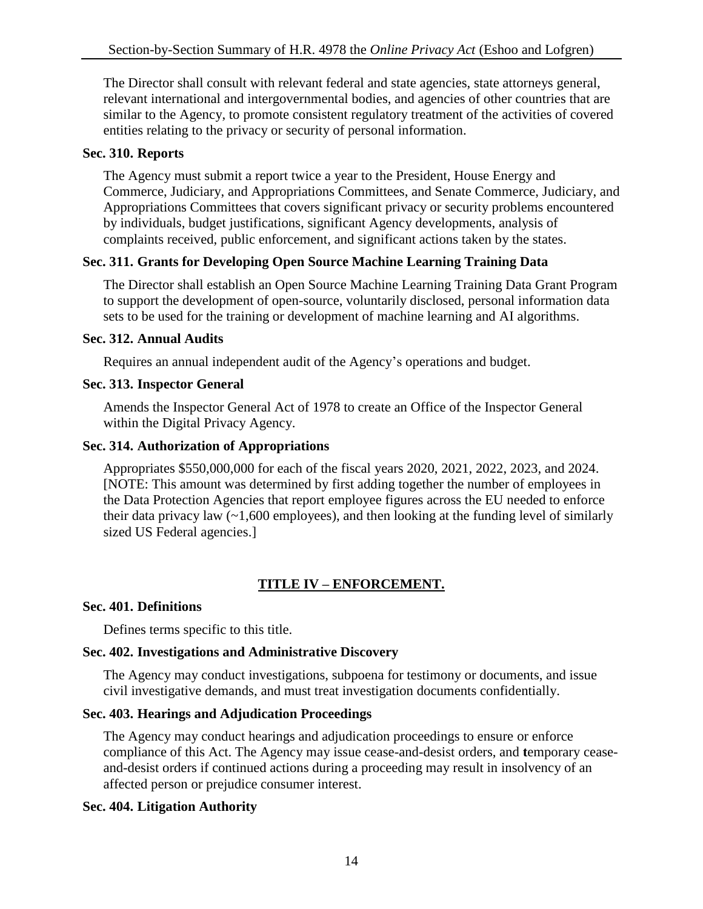The Director shall consult with relevant federal and state agencies, state attorneys general, relevant international and intergovernmental bodies, and agencies of other countries that are similar to the Agency, to promote consistent regulatory treatment of the activities of covered entities relating to the privacy or security of personal information.

**Sec. 310. Reports**

The Agency must submit a report twice a year to the President, House Energy and Commerce, Judiciary, and Appropriations Committees, and Senate Commerce, Judiciary, and Appropriations Committees that covers significant privacy or security problems encountered by individuals, budget justifications, significant Agency developments, analysis of complaints received, public enforcement, and significant actions taken by the states.

**Sec. 311. Grants for Developing Open Source Machine Learning Training Data**

The Director shall establish an Open Source Machine Learning Training Data Grant Program to support the development of open-source, voluntarily disclosed, personal information data sets to be used for the training or development of machine learning and AI algorithms.

**Sec. 312. Annual Audits**

Requires an annual independent audit of the Agency's operations and budget.

**Sec. 313. Inspector General**

Amends the Inspector General Act of 1978 to create an Office of the Inspector General within the Digital Privacy Agency.

**Sec. 314. Authorization of Appropriations**

Appropriates $550,000,000 for each of the fiscal years 2020, 2021, 2022, 2023, and 2024. [NOTE: This amount was determined by first adding together the number of employees in the Data Protection Agencies that report employee figures across the EU needed to enforce their data privacy law (~1,600 employees), and then looking at the funding level of similarly sized US Federal agencies.]

## TITLE IV – ENFORCEMENT.

**Sec. 401. Definitions**

Defines terms specific to this title.

**Sec. 402. Investigations and Administrative Discovery**

The Agency may conduct investigations, subpoena for testimony or documents, and issue civil investigative demands, and must treat investigation documents confidentially.

**Sec. 403. Hearings and Adjudication Proceedings**

The Agency may conduct hearings and adjudication proceedings to ensure or enforce compliance of this Act. The Agency may issue cease-and-desist orders, and temporary cease-and-desist orders if continued actions during a proceeding may result in insolvency of an affected person or prejudice consumer interest.

**Sec. 404. Litigation Authority**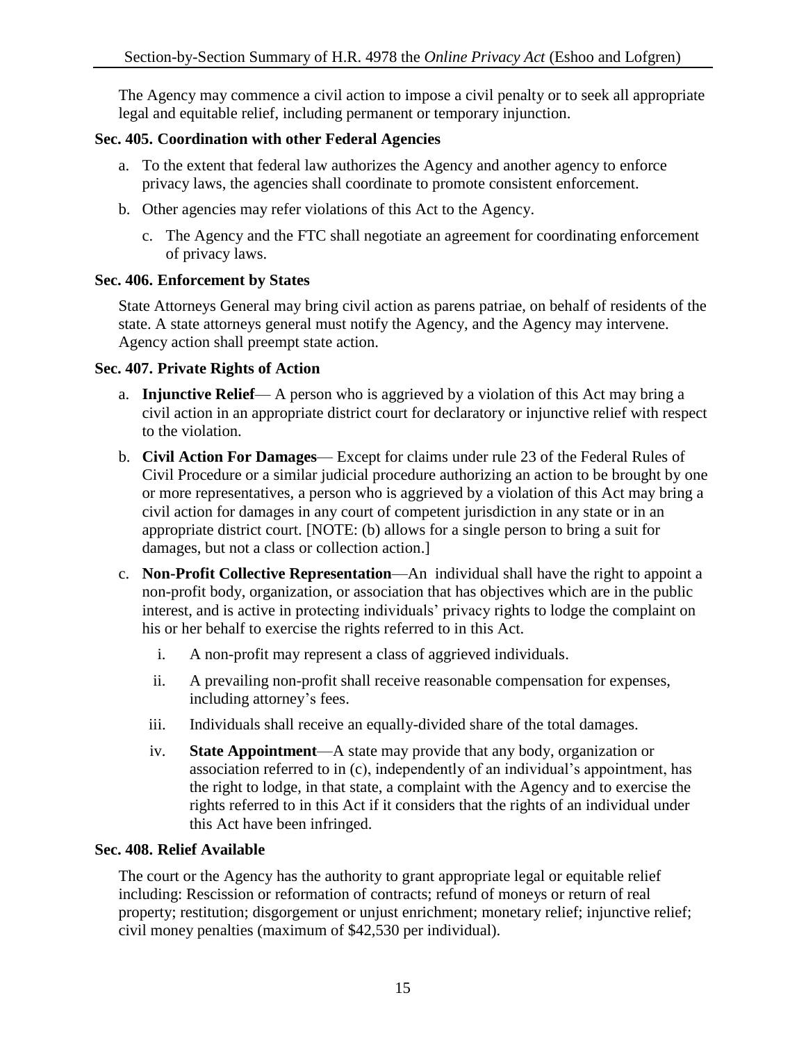The Agency may commence a civil action to impose a civil penalty or to seek all appropriate legal and equitable relief, including permanent or temporary injunction.

**Sec. 405. Coordination with other Federal Agencies**

a. To the extent that federal law authorizes the Agency and another agency to enforce privacy laws, the agencies shall coordinate to promote consistent enforcement.
b. Other agencies may refer violations of this Act to the Agency.
c. The Agency and the FTC shall negotiate an agreement for coordinating enforcement of privacy laws.

**Sec. 406. Enforcement by States**

State Attorneys General may bring civil action as parens patriae, on behalf of residents of the state. A state attorneys general must notify the Agency, and the Agency may intervene. Agency action shall preempt state action.

**Sec. 407. Private Rights of Action**

a. **Injunctive Relief**— A person who is aggrieved by a violation of this Act may bring a civil action in an appropriate district court for declaratory or injunctive relief with respect to the violation.
b. **Civil Action For Damages**— Except for claims under rule 23 of the Federal Rules of Civil Procedure or a similar judicial procedure authorizing an action to be brought by one or more representatives, a person who is aggrieved by a violation of this Act may bring a civil action for damages in any court of competent jurisdiction in any state or in an appropriate district court. [NOTE: (b) allows for a single person to bring a suit for damages, but not a class or collection action.]
c. **Non-Profit Collective Representation**—An individual shall have the right to appoint a non-profit body, organization, or association that has objectives which are in the public interest, and is active in protecting individuals' privacy rights to lodge the complaint on his or her behalf to exercise the rights referred to in this Act.
    i. A non-profit may represent a class of aggrieved individuals.
    ii. A prevailing non-profit shall receive reasonable compensation for expenses, including attorney's fees.
    iii. Individuals shall receive an equally-divided share of the total damages.
    iv. **State Appointment**—A state may provide that any body, organization or association referred to in (c), independently of an individual's appointment, has the right to lodge, in that state, a complaint with the Agency and to exercise the rights referred to in this Act if it considers that the rights of an individual under this Act have been infringed.

**Sec. 408. Relief Available**

The court or the Agency has the authority to grant appropriate legal or equitable relief including: Rescission or reformation of contracts; refund of moneys or return of real property; restitution; disgorgement or unjust enrichment; monetary relief; injunctive relief; civil money penalties (maximum of $42,530 per individual).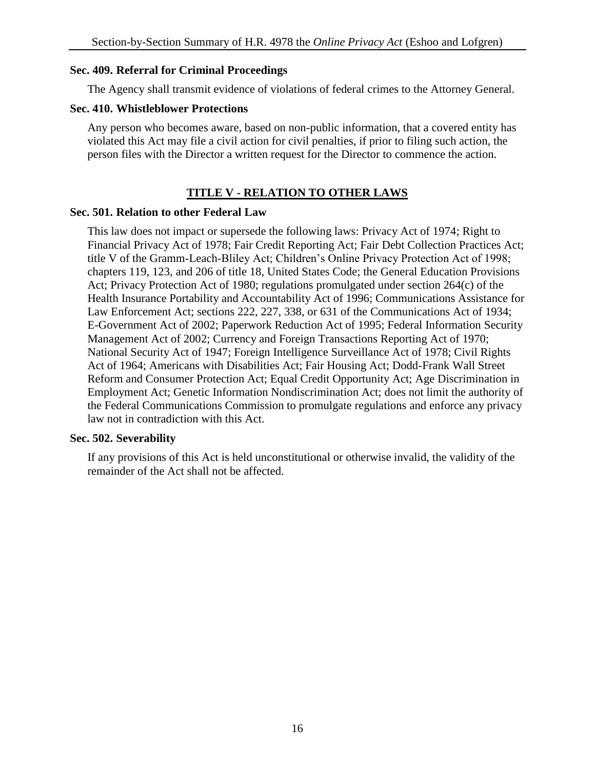### Sec. 409. Referral for Criminal Proceedings

The Agency shall transmit evidence of violations of federal crimes to the Attorney General.

### Sec. 410. Whistleblower Protections

Any person who becomes aware, based on non-public information, that a covered entity has violated this Act may file a civil action for civil penalties, if prior to filing such action, the person files with the Director a written request for the Director to commence the action.

## TITLE V - RELATION TO OTHER LAWS

### Sec. 501. Relation to other Federal Law

This law does not impact or supersede the following laws: Privacy Act of 1974; Right to Financial Privacy Act of 1978; Fair Credit Reporting Act; Fair Debt Collection Practices Act; title V of the Gramm-Leach-Bliley Act; Children's Online Privacy Protection Act of 1998; chapters 119, 123, and 206 of title 18, United States Code; the General Education Provisions Act; Privacy Protection Act of 1980; regulations promulgated under section 264(c) of the Health Insurance Portability and Accountability Act of 1996; Communications Assistance for Law Enforcement Act; sections 222, 227, 338, or 631 of the Communications Act of 1934; E-Government Act of 2002; Paperwork Reduction Act of 1995; Federal Information Security Management Act of 2002; Currency and Foreign Transactions Reporting Act of 1970; National Security Act of 1947; Foreign Intelligence Surveillance Act of 1978; Civil Rights Act of 1964; Americans with Disabilities Act; Fair Housing Act; Dodd-Frank Wall Street Reform and Consumer Protection Act; Equal Credit Opportunity Act; Age Discrimination in Employment Act; Genetic Information Nondiscrimination Act; does not limit the authority of the Federal Communications Commission to promulgate regulations and enforce any privacy law not in contradiction with this Act.

### Sec. 502. Severability

If any provisions of this Act is held unconstitutional or otherwise invalid, the validity of the remainder of the Act shall not be affected.